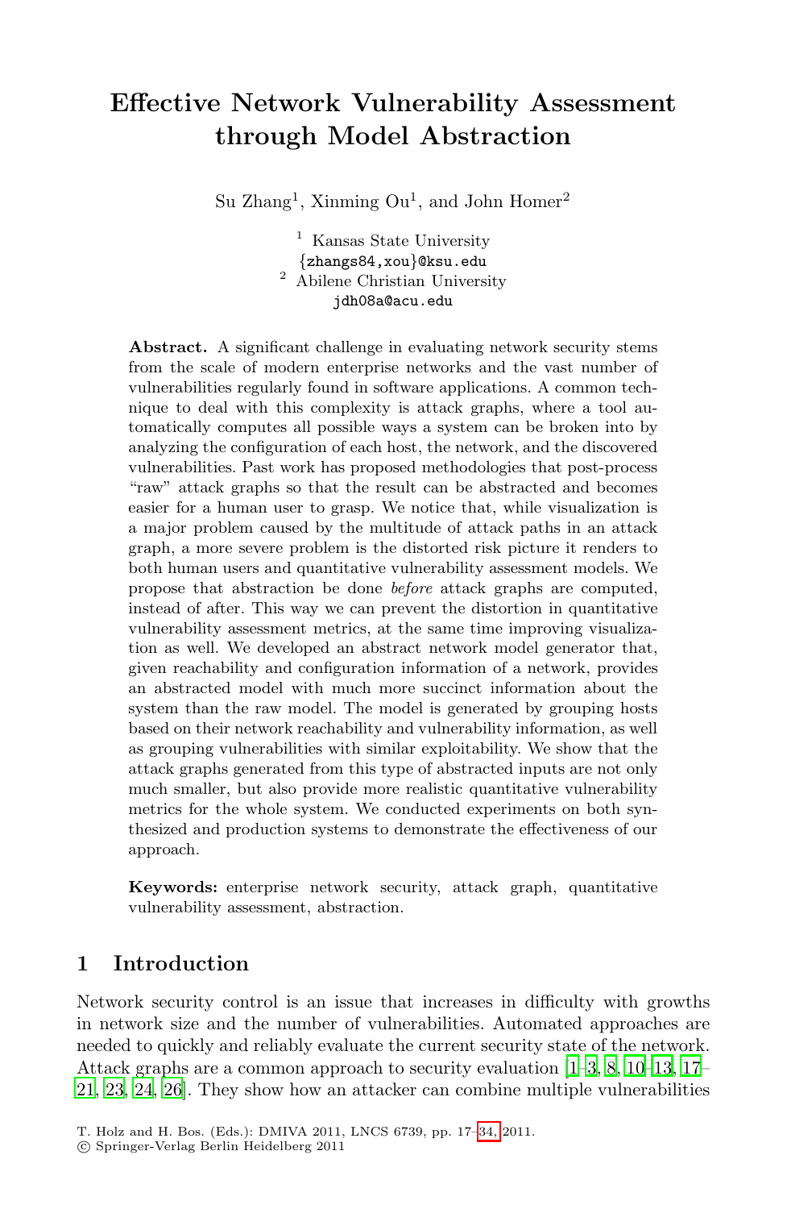# Effective Network Vulnerability Assessment through Model Abstraction

Su Zhang[1], Xinming Ou[1], and John Homer[2]

[1] Kansas State University
{zhangs84,xou}@ksu.edu
[2] Abilene Christian University
jdh08a@acu.edu

**Abstract.** A significant challenge in evaluating network security stems from the scale of modern enterprise networks and the vast number of vulnerabilities regularly found in software applications. A common technique to deal with this complexity is attack graphs, where a tool automatically computes all possible ways a system can be broken into by analyzing the configuration of each host, the network, and the discovered vulnerabilities. Past work has proposed methodologies that post-process "raw" attack graphs so that the result can be abstracted and becomes easier for a human user to grasp. We notice that, while visualization is a major problem caused by the multitude of attack paths in an attack graph, a more severe problem is the distorted risk picture it renders to both human users and quantitative vulnerability assessment models. We propose that abstraction be done *before* attack graphs are computed, instead of after. This way we can prevent the distortion in quantitative vulnerability assessment metrics, at the same time improving visualization as well. We developed an abstract network model generator that, given reachability and configuration information of a network, provides an abstracted model with much more succinct information about the system than the raw model. The model is generated by grouping hosts based on their network reachability and vulnerability information, as well as grouping vulnerabilities with similar exploitability. We show that the attack graphs generated from this type of abstracted inputs are not only much smaller, but also provide more realistic quantitative vulnerability metrics for the whole system. We conducted experiments on both synthesized and production systems to demonstrate the effectiveness of our approach.

**Keywords:** enterprise network security, attack graph, quantitative vulnerability assessment, abstraction.

## 1 Introduction

Network security control is an issue that increases in difficulty with growths in network size and the number of vulnerabilities. Automated approaches are needed to quickly and reliably evaluate the current security state of the network. Attack graphs are a common approach to security evaluation [1–3, 8, 10–13, 17–21, 23, 24, 26]. They show how an attacker can combine multiple vulnerabilities

T. Holz and H. Bos. (Eds.): DMIVA 2011, LNCS 6739, pp. 17–34, 2011.
© Springer-Verlag Berlin Heidelberg 2011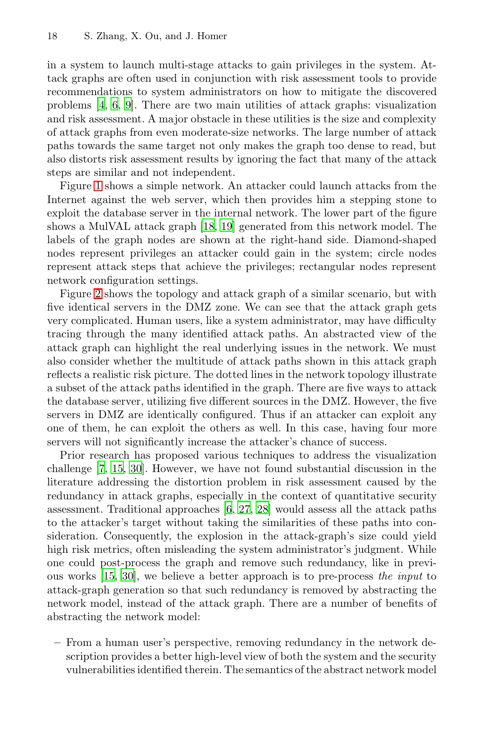in a system to launch multi-stage attacks to gain privileges in the system. Attack graphs are often used in conjunction with risk assessment tools to provide recommendations to system administrators on how to mitigate the discovered problems [4, 6, 9]. There are two main utilities of attack graphs: visualization and risk assessment. A major obstacle in these utilities is the size and complexity of attack graphs from even moderate-size networks. The large number of attack paths towards the same target not only makes the graph too dense to read, but also distorts risk assessment results by ignoring the fact that many of the attack steps are similar and not independent.

Figure 1 shows a simple network. An attacker could launch attacks from the Internet against the web server, which then provides him a stepping stone to exploit the database server in the internal network. The lower part of the figure shows a MulVAL attack graph [18, 19] generated from this network model. The labels of the graph nodes are shown at the right-hand side. Diamond-shaped nodes represent privileges an attacker could gain in the system; circle nodes represent attack steps that achieve the privileges; rectangular nodes represent network configuration settings.

Figure 2 shows the topology and attack graph of a similar scenario, but with five identical servers in the DMZ zone. We can see that the attack graph gets very complicated. Human users, like a system administrator, may have difficulty tracing through the many identified attack paths. An abstracted view of the attack graph can highlight the real underlying issues in the network. We must also consider whether the multitude of attack paths shown in this attack graph reflects a realistic risk picture. The dotted lines in the network topology illustrate a subset of the attack paths identified in the graph. There are five ways to attack the database server, utilizing five different sources in the DMZ. However, the five servers in DMZ are identically configured. Thus if an attacker can exploit any one of them, he can exploit the others as well. In this case, having four more servers will not significantly increase the attacker's chance of success.

Prior research has proposed various techniques to address the visualization challenge [7, 15, 30]. However, we have not found substantial discussion in the literature addressing the distortion problem in risk assessment caused by the redundancy in attack graphs, especially in the context of quantitative security assessment. Traditional approaches [6, 27, 28] would assess all the attack paths to the attacker's target without taking the similarities of these paths into consideration. Consequently, the explosion in the attack-graph's size could yield high risk metrics, often misleading the system administrator's judgment. While one could post-process the graph and remove such redundancy, like in previous works [15, 30], we believe a better approach is to pre-process *the input* to attack-graph generation so that such redundancy is removed by abstracting the network model, instead of the attack graph. There are a number of benefits of abstracting the network model:

- From a human user's perspective, removing redundancy in the network description provides a better high-level view of both the system and the security vulnerabilities identified therein. The semantics of the abstract network model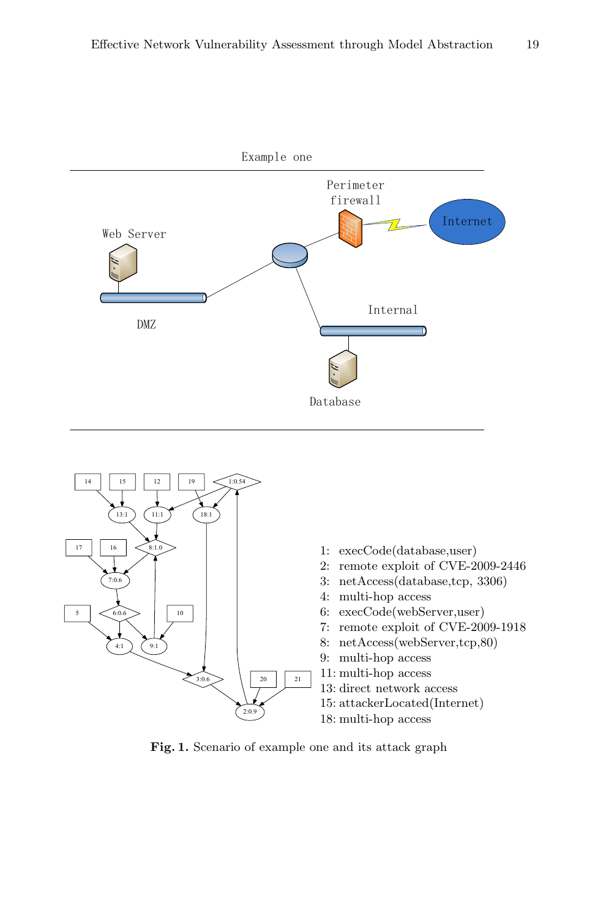Example one

1: execCode(database,user)
2: remote exploit of CVE-2009-2446
3: netAccess(database,tcp, 3306)
4: multi-hop access
6: execCode(webServer,user)
7: remote exploit of CVE-2009-1918
8: netAccess(webServer,tcp,80)
9: multi-hop access
11: multi-hop access
13: direct network access
15: attackerLocated(Internet)
18: multi-hop access

**Fig. 1.** Scenario of example one and its attack graph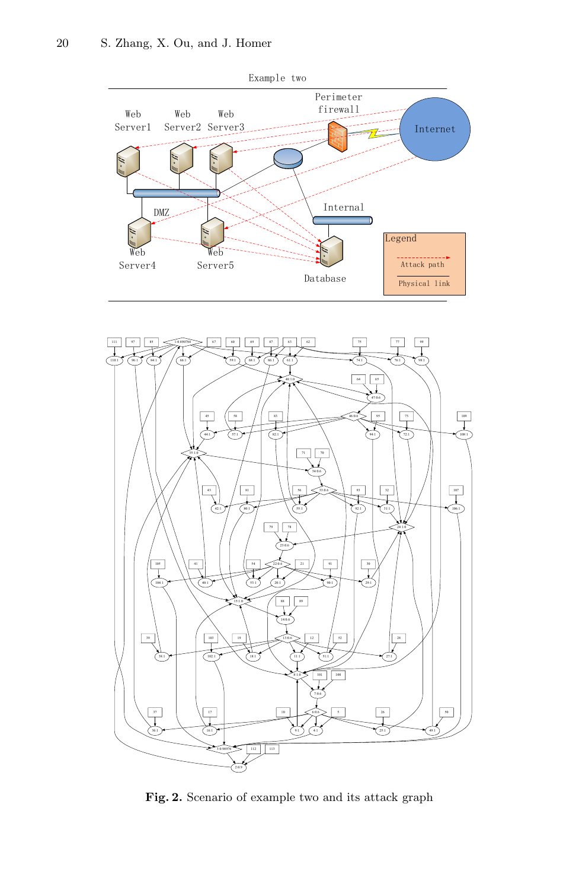**Fig. 2.** Scenario of example two and its attack graph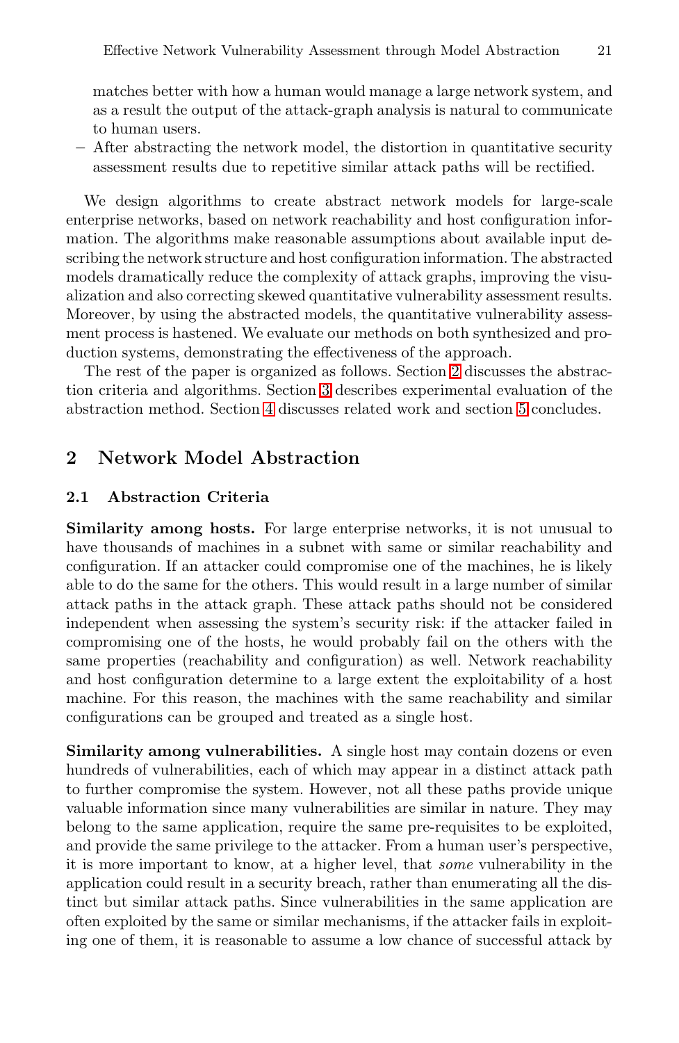matches better with how a human would manage a large network system, and as a result the output of the attack-graph analysis is natural to communicate to human users.

- After abstracting the network model, the distortion in quantitative security assessment results due to repetitive similar attack paths will be rectified.

We design algorithms to create abstract network models for large-scale enterprise networks, based on network reachability and host configuration information. The algorithms make reasonable assumptions about available input describing the network structure and host configuration information. The abstracted models dramatically reduce the complexity of attack graphs, improving the visualization and also correcting skewed quantitative vulnerability assessment results. Moreover, by using the abstracted models, the quantitative vulnerability assessment process is hastened. We evaluate our methods on both synthesized and production systems, demonstrating the effectiveness of the approach.

The rest of the paper is organized as follows. Section 2 discusses the abstraction criteria and algorithms. Section 3 describes experimental evaluation of the abstraction method. Section 4 discusses related work and section 5 concludes.

## 2 Network Model Abstraction

### 2.1 Abstraction Criteria

**Similarity among hosts.** For large enterprise networks, it is not unusual to have thousands of machines in a subnet with same or similar reachability and configuration. If an attacker could compromise one of the machines, he is likely able to do the same for the others. This would result in a large number of similar attack paths in the attack graph. These attack paths should not be considered independent when assessing the system's security risk: if the attacker failed in compromising one of the hosts, he would probably fail on the others with the same properties (reachability and configuration) as well. Network reachability and host configuration determine to a large extent the exploitability of a host machine. For this reason, the machines with the same reachability and similar configurations can be grouped and treated as a single host.

**Similarity among vulnerabilities.** A single host may contain dozens or even hundreds of vulnerabilities, each of which may appear in a distinct attack path to further compromise the system. However, not all these paths provide unique valuable information since many vulnerabilities are similar in nature. They may belong to the same application, require the same pre-requisites to be exploited, and provide the same privilege to the attacker. From a human user's perspective, it is more important to know, at a higher level, that *some* vulnerability in the application could result in a security breach, rather than enumerating all the distinct but similar attack paths. Since vulnerabilities in the same application are often exploited by the same or similar mechanisms, if the attacker fails in exploiting one of them, it is reasonable to assume a low chance of successful attack by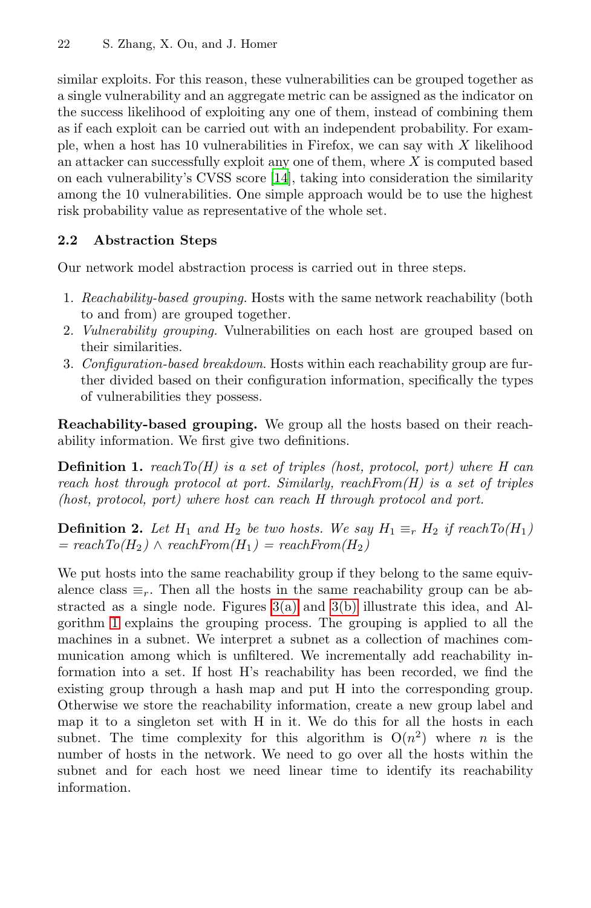similar exploits. For this reason, these vulnerabilities can be grouped together as a single vulnerability and an aggregate metric can be assigned as the indicator on the success likelihood of exploiting any one of them, instead of combining them as if each exploit can be carried out with an independent probability. For example, when a host has 10 vulnerabilities in Firefox, we can say with $X$ likelihood an attacker can successfully exploit any one of them, where $X$ is computed based on each vulnerability's CVSS score [14], taking into consideration the similarity among the 10 vulnerabilities. One simple approach would be to use the highest risk probability value as representative of the whole set.

### 2.2 Abstraction Steps

Our network model abstraction process is carried out in three steps.

1. *Reachability-based grouping.* Hosts with the same network reachability (both to and from) are grouped together.
2. *Vulnerability grouping.* Vulnerabilities on each host are grouped based on their similarities.
3. *Configuration-based breakdown.* Hosts within each reachability group are further divided based on their configuration information, specifically the types of vulnerabilities they possess.

**Reachability-based grouping.** We group all the hosts based on their reachability information. We first give two definitions.

**Definition 1.** *reachTo(H) is a set of triples (host, protocol, port) where H can reach host through protocol at port. Similarly, reachFrom(H) is a set of triples (host, protocol, port) where host can reach H through protocol and port.*

**Definition 2.** *Let $H_1$ and $H_2$ be two hosts. We say $H_1 \equiv_r H_2$ if $reachTo(H_1) = reachTo(H_2) \wedge reachFrom(H_1) = reachFrom(H_2)$*

We put hosts into the same reachability group if they belong to the same equivalence class $\equiv_r$. Then all the hosts in the same reachability group can be abstracted as a single node. Figures 3(a) and 3(b) illustrate this idea, and Algorithm 1 explains the grouping process. The grouping is applied to all the machines in a subnet. We interpret a subnet as a collection of machines communication among which is unfiltered. We incrementally add reachability information into a set. If host H's reachability has been recorded, we find the existing group through a hash map and put H into the corresponding group. Otherwise we store the reachability information, create a new group label and map it to a singleton set with H in it. We do this for all the hosts in each subnet. The time complexity for this algorithm is $O(n^2)$ where $n$ is the number of hosts in the network. We need to go over all the hosts within the subnet and for each host we need linear time to identify its reachability information.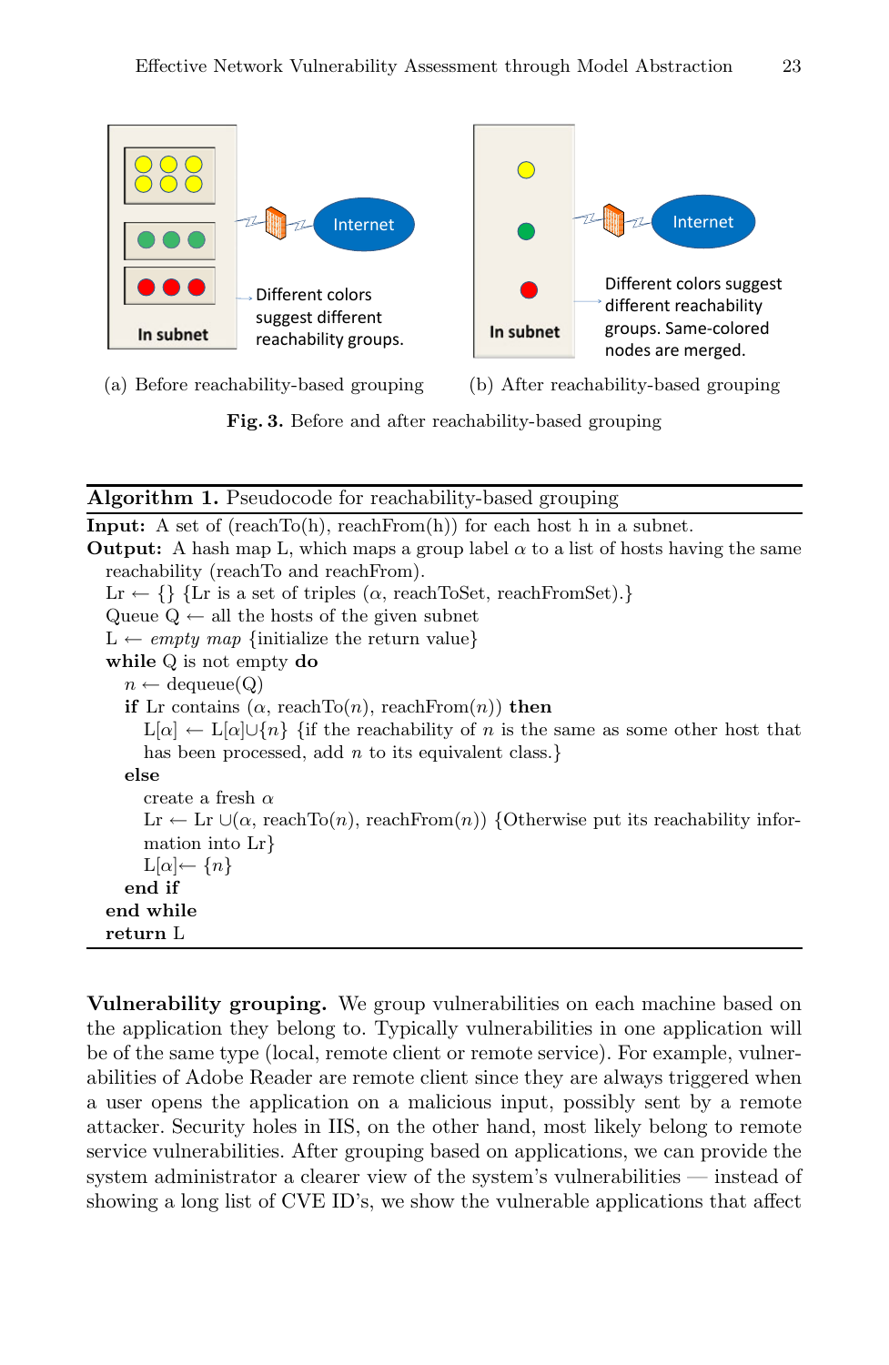(a) Before reachability-based grouping (b) After reachability-based grouping

**Fig. 3.** Before and after reachability-based grouping

---

**Algorithm 1.** Pseudocode for reachability-based grouping

---

**Input:** A set of (reachTo(h), reachFrom(h)) for each host h in a subnet.

**Output:** A hash map L, which maps a group label $\alpha$ to a list of hosts having the same reachability (reachTo and reachFrom).

Lr $\leftarrow$ {} {Lr is a set of triples ($\alpha$, reachToSet, reachFromSet).}
Queue Q $\leftarrow$ all the hosts of the given subnet
L $\leftarrow$ *empty map* {initialize the return value}
**while** Q is not empty **do**
  $n \leftarrow$ dequeue(Q)
  **if** Lr contains ($\alpha$, reachTo($n$), reachFrom($n$)) **then**
    L[$\alpha$] $\leftarrow$ L[$\alpha$]$\cup${$n$} {if the reachability of $n$ is the same as some other host that has been processed, add $n$ to its equivalent class.}
  **else**
    create a fresh $\alpha$
    Lr $\leftarrow$ Lr $\cup$($\alpha$, reachTo($n$), reachFrom($n$)) {Otherwise put its reachability information into Lr}
    L[$\alpha$]$\leftarrow$ {$n$}
  **end if**
**end while**
**return** L

---

**Vulnerability grouping.** We group vulnerabilities on each machine based on the application they belong to. Typically vulnerabilities in one application will be of the same type (local, remote client or remote service). For example, vulnerabilities of Adobe Reader are remote client since they are always triggered when a user opens the application on a malicious input, possibly sent by a remote attacker. Security holes in IIS, on the other hand, most likely belong to remote service vulnerabilities. After grouping based on applications, we can provide the system administrator a clearer view of the system's vulnerabilities — instead of showing a long list of CVE ID's, we show the vulnerable applications that affect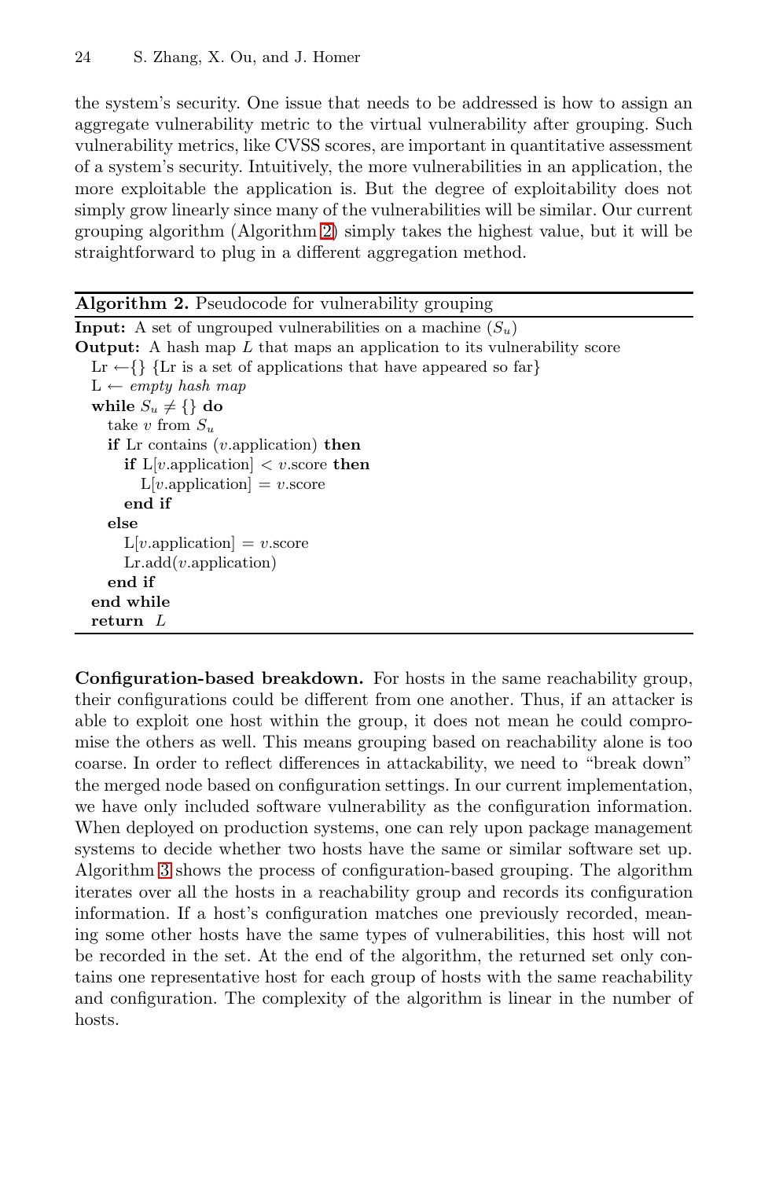the system's security. One issue that needs to be addressed is how to assign an aggregate vulnerability metric to the virtual vulnerability after grouping. Such vulnerability metrics, like CVSS scores, are important in quantitative assessment of a system's security. Intuitively, the more vulnerabilities in an application, the more exploitable the application is. But the degree of exploitability does not simply grow linearly since many of the vulnerabilities will be similar. Our current grouping algorithm (Algorithm 2) simply takes the highest value, but it will be straightforward to plug in a different aggregation method.

**Algorithm 2.** Pseudocode for vulnerability grouping

```
Input: A set of ungrouped vulnerabilities on a machine (S_u)
Output: A hash map L that maps an application to its vulnerability score
  Lr ←{} {Lr is a set of applications that have appeared so far}
  L ← empty hash map
  while S_u ≠ {} do
    take v from S_u
    if Lr contains (v.application) then
      if L[v.application] < v.score then
        L[v.application] = v.score
      end if
    else
      L[v.application] = v.score
      Lr.add(v.application)
    end if
  end while
  return L
```

**Configuration-based breakdown.** For hosts in the same reachability group, their configurations could be different from one another. Thus, if an attacker is able to exploit one host within the group, it does not mean he could compromise the others as well. This means grouping based on reachability alone is too coarse. In order to reflect differences in attackability, we need to "break down" the merged node based on configuration settings. In our current implementation, we have only included software vulnerability as the configuration information. When deployed on production systems, one can rely upon package management systems to decide whether two hosts have the same or similar software set up. Algorithm 3 shows the process of configuration-based grouping. The algorithm iterates over all the hosts in a reachability group and records its configuration information. If a host's configuration matches one previously recorded, meaning some other hosts have the same types of vulnerabilities, this host will not be recorded in the set. At the end of the algorithm, the returned set only contains one representative host for each group of hosts with the same reachability and configuration. The complexity of the algorithm is linear in the number of hosts.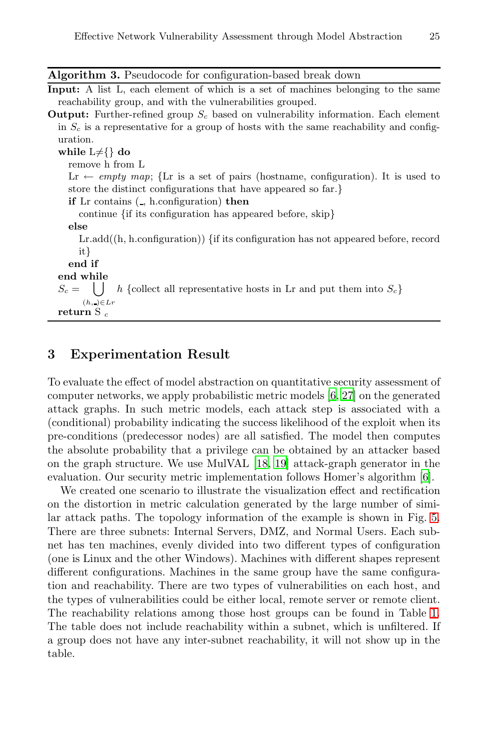**Algorithm 3.** Pseudocode for configuration-based break down

**Input:** A list L, each element of which is a set of machines belonging to the same reachability group, and with the vulnerabilities grouped.

**Output:** Further-refined group $S_c$ based on vulnerability information. Each element in $S_c$ is a representative for a group of hosts with the same reachability and configuration.

```
while L≠{} do
  remove h from L
  Lr ← empty map; {Lr is a set of pairs (hostname, configuration). It is used to
  store the distinct configurations that have appeared so far.}
  if Lr contains (_, h.configuration) then
    continue {if its configuration has appeared before, skip}
  else
    Lr.add((h, h.configuration)) {if its configuration has not appeared before, record
    it}
  end if
end while
```

$S_c = \bigcup_{(h,\_)\in Lr} h$ {collect all representative hosts in Lr and put them into $S_c$}

**return** $S_c$

## 3 Experimentation Result

To evaluate the effect of model abstraction on quantitative security assessment of computer networks, we apply probabilistic metric models [6, 27] on the generated attack graphs. In such metric models, each attack step is associated with a (conditional) probability indicating the success likelihood of the exploit when its pre-conditions (predecessor nodes) are all satisfied. The model then computes the absolute probability that a privilege can be obtained by an attacker based on the graph structure. We use MulVAL [18, 19] attack-graph generator in the evaluation. Our security metric implementation follows Homer's algorithm [6].

We created one scenario to illustrate the visualization effect and rectification on the distortion in metric calculation generated by the large number of similar attack paths. The topology information of the example is shown in Fig. 5. There are three subnets: Internal Servers, DMZ, and Normal Users. Each subnet has ten machines, evenly divided into two different types of configuration (one is Linux and the other Windows). Machines with different shapes represent different configurations. Machines in the same group have the same configuration and reachability. There are two types of vulnerabilities on each host, and the types of vulnerabilities could be either local, remote server or remote client. The reachability relations among those host groups can be found in Table 1. The table does not include reachability within a subnet, which is unfiltered. If a group does not have any inter-subnet reachability, it will not show up in the table.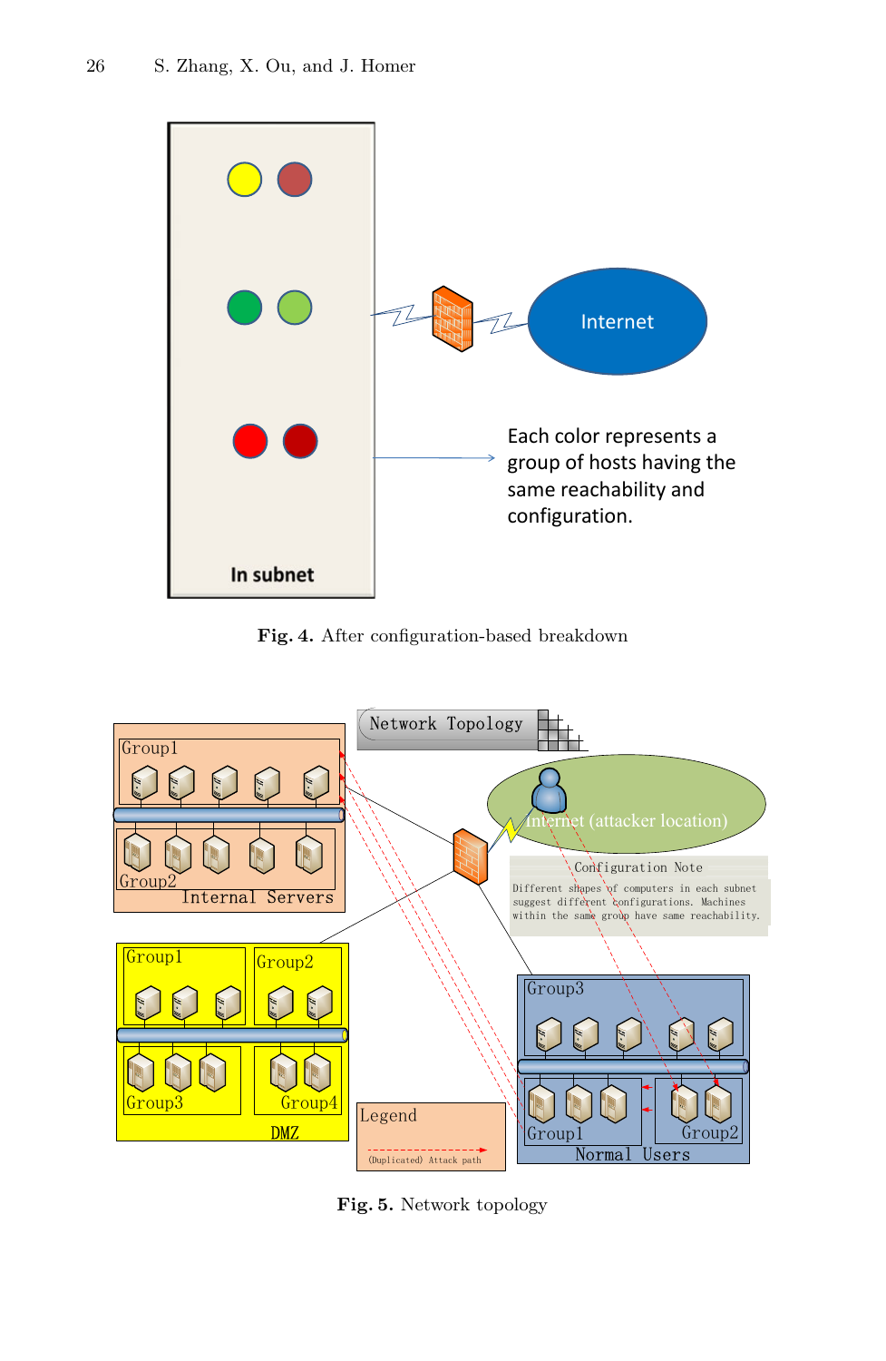Fig. 4. After configuration-based breakdown

Fig. 5. Network topology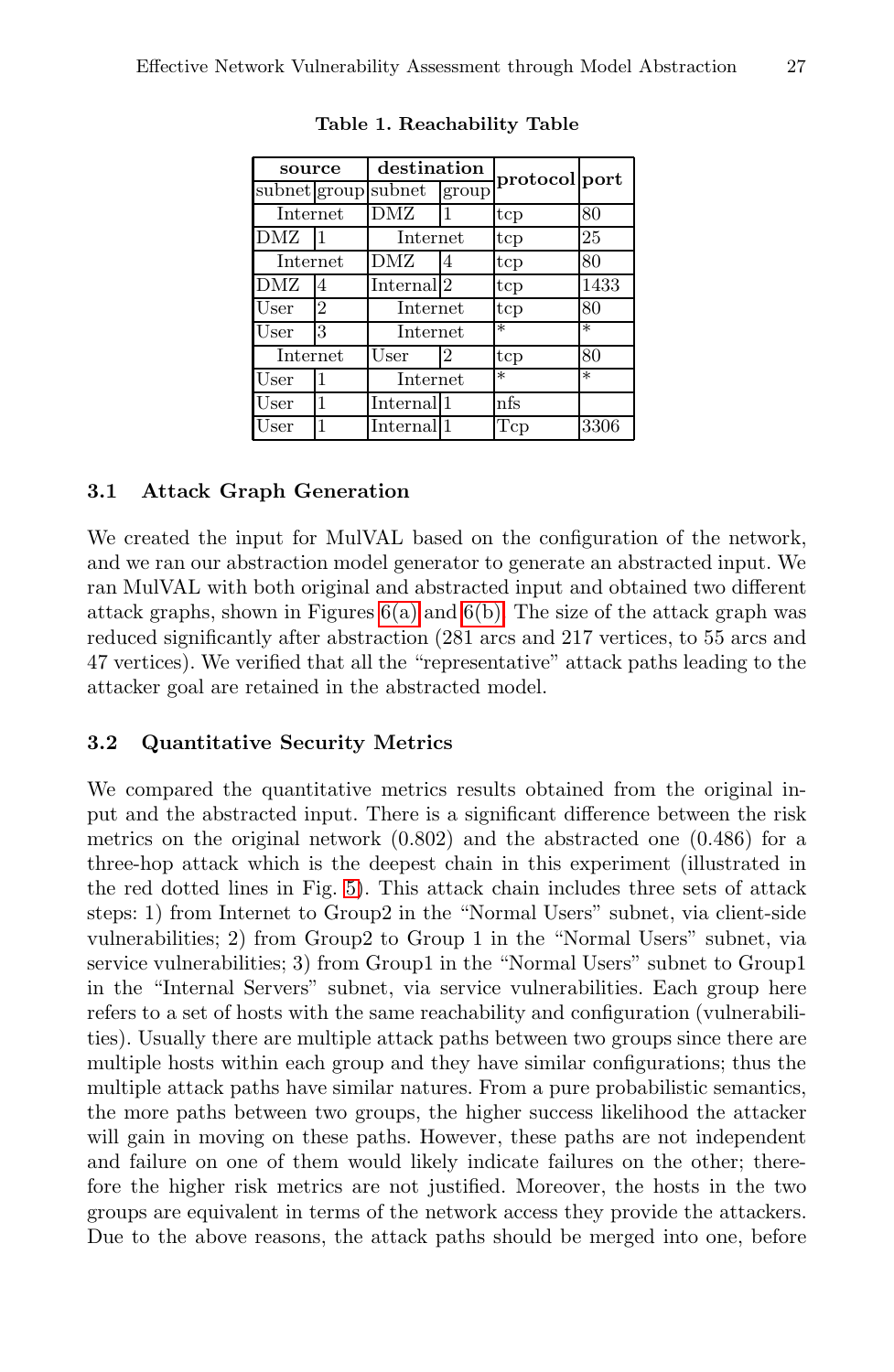**Table 1. Reachability Table**

| source | | destination | | protocol | port |
|---|---|---|---|---|---|
| subnet | group | subnet | group | | |
| Internet | | DMZ | 1 | tcp | 80 |
| DMZ | 1 | Internet | | tcp | 25 |
| Internet | | DMZ | 4 | tcp | 80 |
| DMZ | 4 | Internal | 2 | tcp | 1433 |
| User | 2 | Internet | | tcp | 80 |
| User | 3 | Internet | | * | * |
| Internet | | User | 2 | tcp | 80 |
| User | 1 | Internet | | * | * |
| User | 1 | Internal | 1 | nfs | |
| User | 1 | Internal | 1 | Tcp | 3306 |

### 3.1 Attack Graph Generation

We created the input for MulVAL based on the configuration of the network, and we ran our abstraction model generator to generate an abstracted input. We ran MulVAL with both original and abstracted input and obtained two different attack graphs, shown in Figures 6(a) and 6(b). The size of the attack graph was reduced significantly after abstraction (281 arcs and 217 vertices, to 55 arcs and 47 vertices). We verified that all the "representative" attack paths leading to the attacker goal are retained in the abstracted model.

### 3.2 Quantitative Security Metrics

We compared the quantitative metrics results obtained from the original input and the abstracted input. There is a significant difference between the risk metrics on the original network (0.802) and the abstracted one (0.486) for a three-hop attack which is the deepest chain in this experiment (illustrated in the red dotted lines in Fig. 5). This attack chain includes three sets of attack steps: 1) from Internet to Group2 in the "Normal Users" subnet, via client-side vulnerabilities; 2) from Group2 to Group 1 in the "Normal Users" subnet, via service vulnerabilities; 3) from Group1 in the "Normal Users" subnet to Group1 in the "Internal Servers" subnet, via service vulnerabilities. Each group here refers to a set of hosts with the same reachability and configuration (vulnerabilities). Usually there are multiple attack paths between two groups since there are multiple hosts within each group and they have similar configurations; thus the multiple attack paths have similar natures. From a pure probabilistic semantics, the more paths between two groups, the higher success likelihood the attacker will gain in moving on these paths. However, these paths are not independent and failure on one of them would likely indicate failures on the other; therefore the higher risk metrics are not justified. Moreover, the hosts in the two groups are equivalent in terms of the network access they provide the attackers. Due to the above reasons, the attack paths should be merged into one, before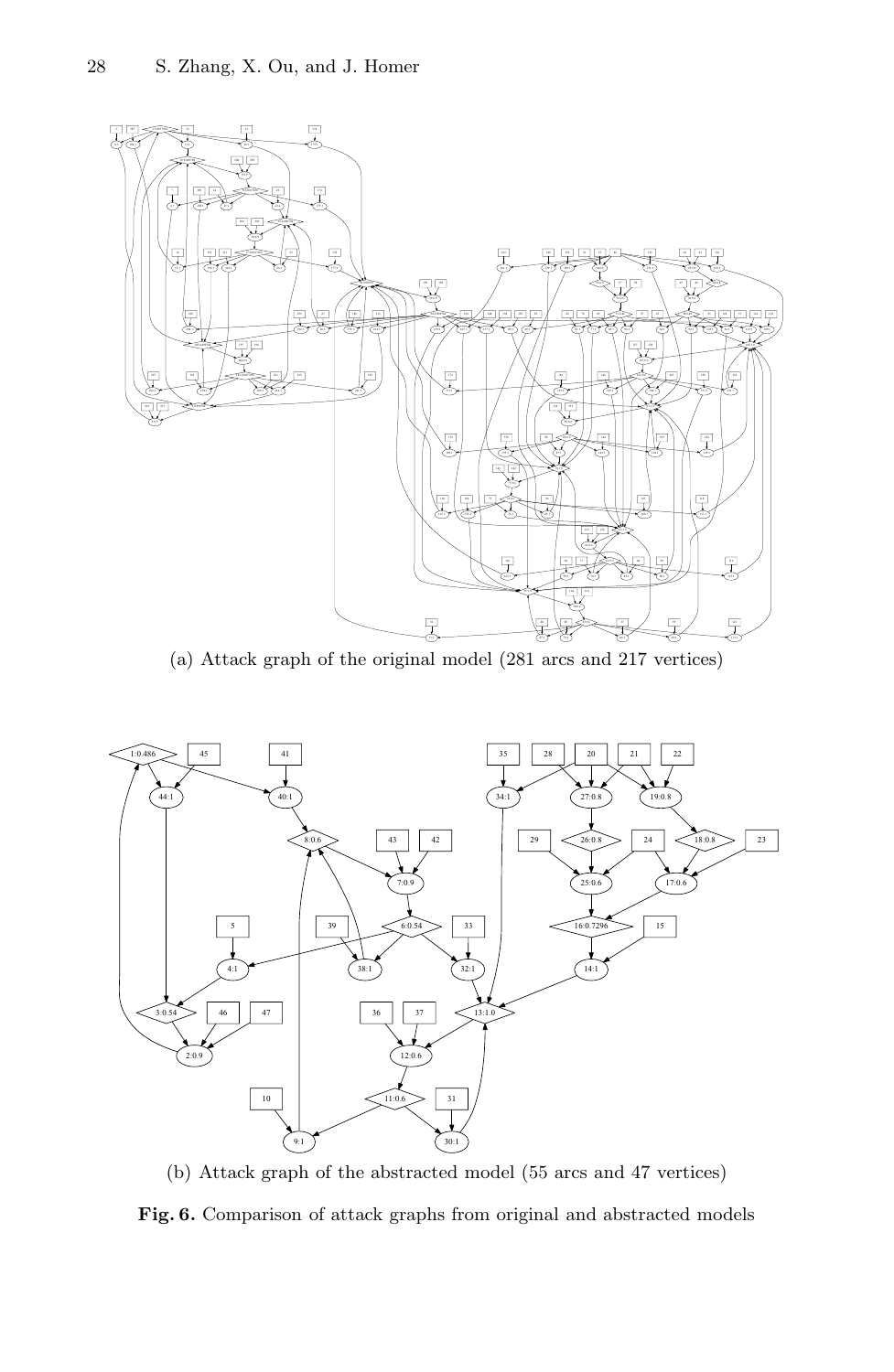(a) Attack graph of the original model (281 arcs and 217 vertices)

(b) Attack graph of the abstracted model (55 arcs and 47 vertices)

**Fig. 6.** Comparison of attack graphs from original and abstracted models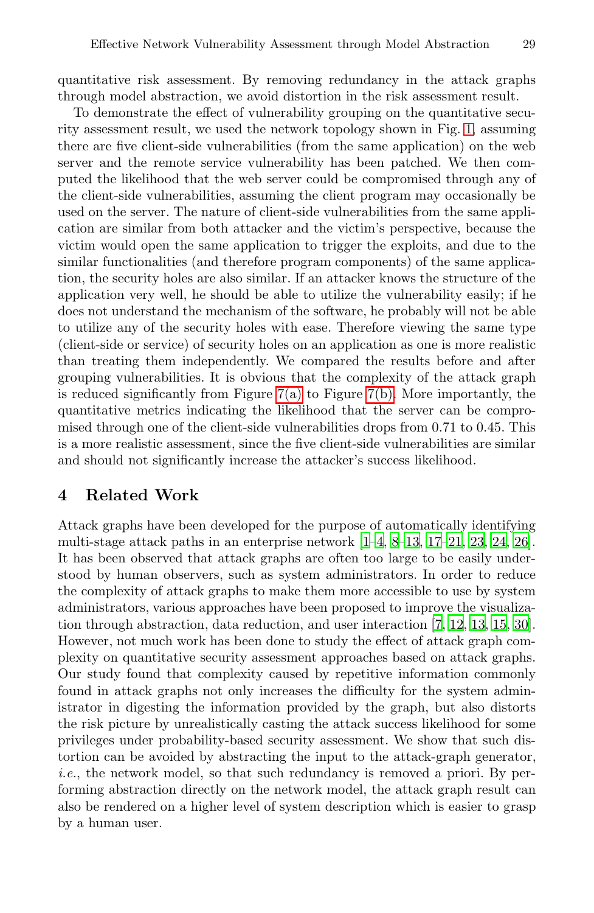quantitative risk assessment. By removing redundancy in the attack graphs through model abstraction, we avoid distortion in the risk assessment result.

To demonstrate the effect of vulnerability grouping on the quantitative security assessment result, we used the network topology shown in Fig. 1, assuming there are five client-side vulnerabilities (from the same application) on the web server and the remote service vulnerability has been patched. We then computed the likelihood that the web server could be compromised through any of the client-side vulnerabilities, assuming the client program may occasionally be used on the server. The nature of client-side vulnerabilities from the same application are similar from both attacker and the victim's perspective, because the victim would open the same application to trigger the exploits, and due to the similar functionalities (and therefore program components) of the same application, the security holes are also similar. If an attacker knows the structure of the application very well, he should be able to utilize the vulnerability easily; if he does not understand the mechanism of the software, he probably will not be able to utilize any of the security holes with ease. Therefore viewing the same type (client-side or service) of security holes on an application as one is more realistic than treating them independently. We compared the results before and after grouping vulnerabilities. It is obvious that the complexity of the attack graph is reduced significantly from Figure 7(a) to Figure 7(b). More importantly, the quantitative metrics indicating the likelihood that the server can be compromised through one of the client-side vulnerabilities drops from 0.71 to 0.45. This is a more realistic assessment, since the five client-side vulnerabilities are similar and should not significantly increase the attacker's success likelihood.

## 4 Related Work

Attack graphs have been developed for the purpose of automatically identifying multi-stage attack paths in an enterprise network [1–4, 8–13, 17–21, 23, 24, 26]. It has been observed that attack graphs are often too large to be easily understood by human observers, such as system administrators. In order to reduce the complexity of attack graphs to make them more accessible to use by system administrators, various approaches have been proposed to improve the visualization through abstraction, data reduction, and user interaction [7, 12, 13, 15, 30]. However, not much work has been done to study the effect of attack graph complexity on quantitative security assessment approaches based on attack graphs. Our study found that complexity caused by repetitive information commonly found in attack graphs not only increases the difficulty for the system administrator in digesting the information provided by the graph, but also distorts the risk picture by unrealistically casting the attack success likelihood for some privileges under probability-based security assessment. We show that such distortion can be avoided by abstracting the input to the attack-graph generator, *i.e.*, the network model, so that such redundancy is removed a priori. By performing abstraction directly on the network model, the attack graph result can also be rendered on a higher level of system description which is easier to grasp by a human user.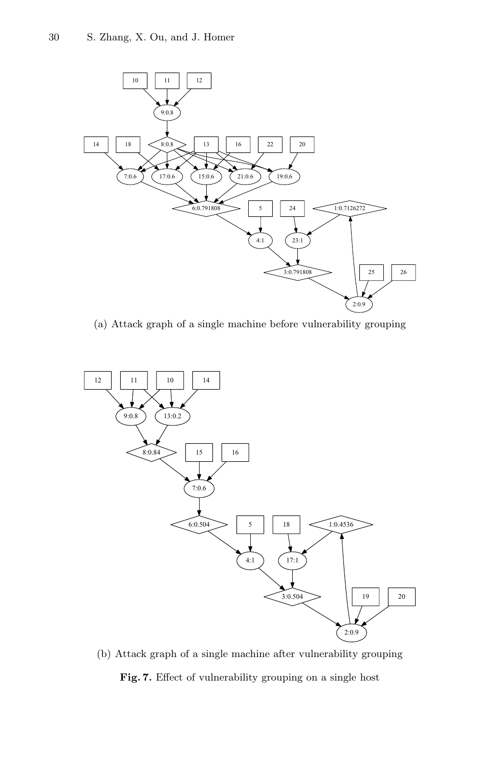(a) Attack graph of a single machine before vulnerability grouping

(b) Attack graph of a single machine after vulnerability grouping

**Fig. 7.** Effect of vulnerability grouping on a single host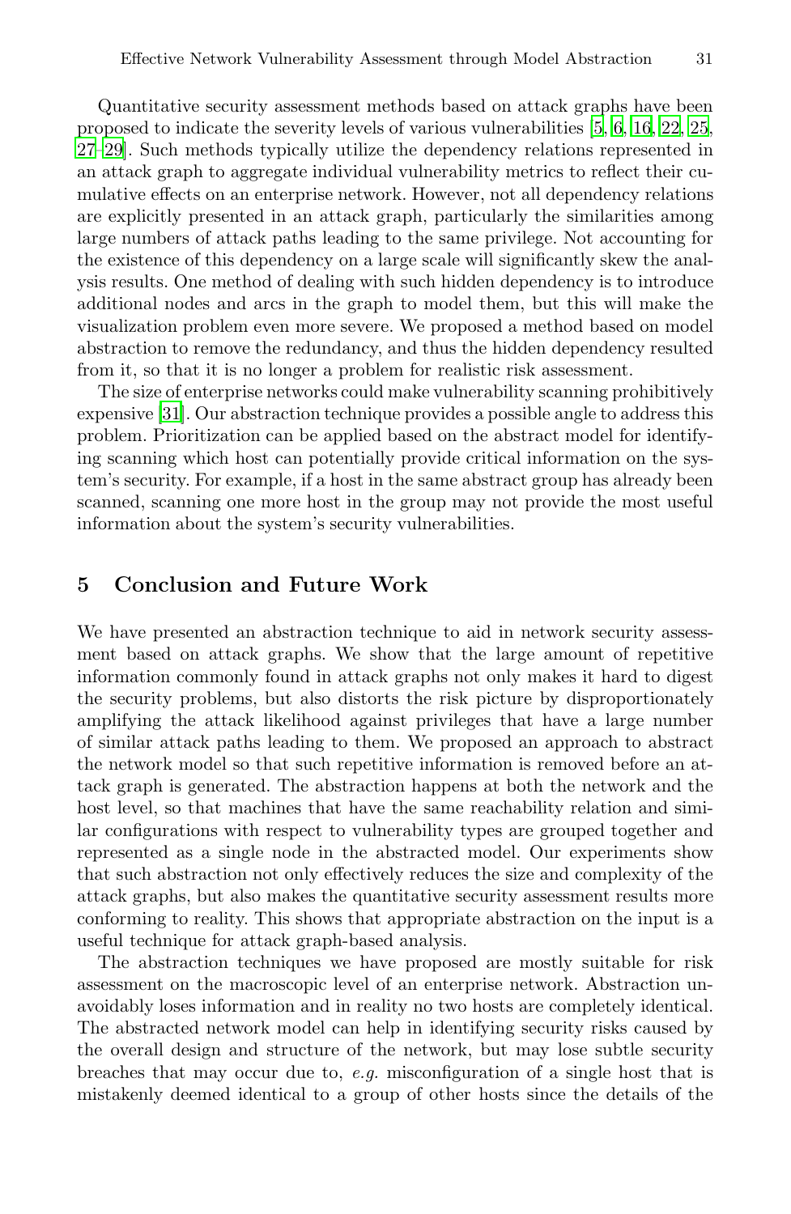Quantitative security assessment methods based on attack graphs have been proposed to indicate the severity levels of various vulnerabilities [5, 6, 16, 22, 25, 27–29]. Such methods typically utilize the dependency relations represented in an attack graph to aggregate individual vulnerability metrics to reflect their cumulative effects on an enterprise network. However, not all dependency relations are explicitly presented in an attack graph, particularly the similarities among large numbers of attack paths leading to the same privilege. Not accounting for the existence of this dependency on a large scale will significantly skew the analysis results. One method of dealing with such hidden dependency is to introduce additional nodes and arcs in the graph to model them, but this will make the visualization problem even more severe. We proposed a method based on model abstraction to remove the redundancy, and thus the hidden dependency resulted from it, so that it is no longer a problem for realistic risk assessment.

The size of enterprise networks could make vulnerability scanning prohibitively expensive [31]. Our abstraction technique provides a possible angle to address this problem. Prioritization can be applied based on the abstract model for identifying scanning which host can potentially provide critical information on the system's security. For example, if a host in the same abstract group has already been scanned, scanning one more host in the group may not provide the most useful information about the system's security vulnerabilities.

## 5 Conclusion and Future Work

We have presented an abstraction technique to aid in network security assessment based on attack graphs. We show that the large amount of repetitive information commonly found in attack graphs not only makes it hard to digest the security problems, but also distorts the risk picture by disproportionately amplifying the attack likelihood against privileges that have a large number of similar attack paths leading to them. We proposed an approach to abstract the network model so that such repetitive information is removed before an attack graph is generated. The abstraction happens at both the network and the host level, so that machines that have the same reachability relation and similar configurations with respect to vulnerability types are grouped together and represented as a single node in the abstracted model. Our experiments show that such abstraction not only effectively reduces the size and complexity of the attack graphs, but also makes the quantitative security assessment results more conforming to reality. This shows that appropriate abstraction on the input is a useful technique for attack graph-based analysis.

The abstraction techniques we have proposed are mostly suitable for risk assessment on the macroscopic level of an enterprise network. Abstraction unavoidably loses information and in reality no two hosts are completely identical. The abstracted network model can help in identifying security risks caused by the overall design and structure of the network, but may lose subtle security breaches that may occur due to, *e.g.* misconfiguration of a single host that is mistakenly deemed identical to a group of other hosts since the details of the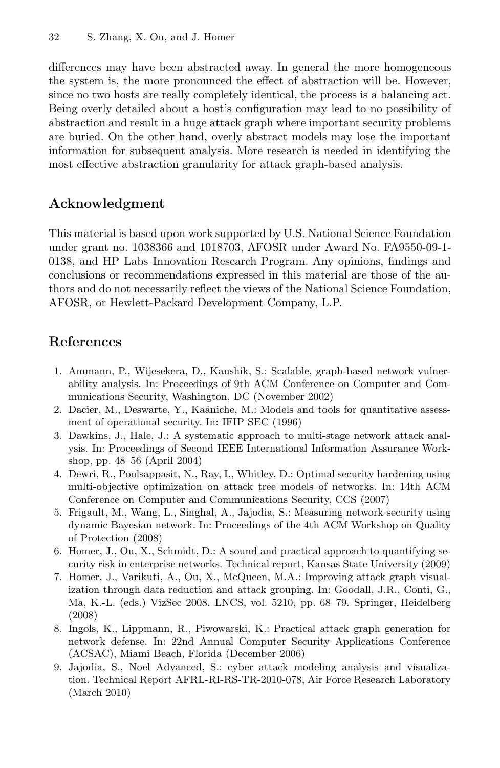differences may have been abstracted away. In general the more homogeneous the system is, the more pronounced the effect of abstraction will be. However, since no two hosts are really completely identical, the process is a balancing act. Being overly detailed about a host's configuration may lead to no possibility of abstraction and result in a huge attack graph where important security problems are buried. On the other hand, overly abstract models may lose the important information for subsequent analysis. More research is needed in identifying the most effective abstraction granularity for attack graph-based analysis.

## Acknowledgment

This material is based upon work supported by U.S. National Science Foundation under grant no. 1038366 and 1018703, AFOSR under Award No. FA9550-09-1-0138, and HP Labs Innovation Research Program. Any opinions, findings and conclusions or recommendations expressed in this material are those of the authors and do not necessarily reflect the views of the National Science Foundation, AFOSR, or Hewlett-Packard Development Company, L.P.

## References

1. Ammann, P., Wijesekera, D., Kaushik, S.: Scalable, graph-based network vulnerability analysis. In: Proceedings of 9th ACM Conference on Computer and Communications Security, Washington, DC (November 2002)
2. Dacier, M., Deswarte, Y., Kaâniche, M.: Models and tools for quantitative assessment of operational security. In: IFIP SEC (1996)
3. Dawkins, J., Hale, J.: A systematic approach to multi-stage network attack analysis. In: Proceedings of Second IEEE International Information Assurance Workshop, pp. 48–56 (April 2004)
4. Dewri, R., Poolsappasit, N., Ray, I., Whitley, D.: Optimal security hardening using multi-objective optimization on attack tree models of networks. In: 14th ACM Conference on Computer and Communications Security, CCS (2007)
5. Frigault, M., Wang, L., Singhal, A., Jajodia, S.: Measuring network security using dynamic Bayesian network. In: Proceedings of the 4th ACM Workshop on Quality of Protection (2008)
6. Homer, J., Ou, X., Schmidt, D.: A sound and practical approach to quantifying security risk in enterprise networks. Technical report, Kansas State University (2009)
7. Homer, J., Varikuti, A., Ou, X., McQueen, M.A.: Improving attack graph visualization through data reduction and attack grouping. In: Goodall, J.R., Conti, G., Ma, K.-L. (eds.) VizSec 2008. LNCS, vol. 5210, pp. 68–79. Springer, Heidelberg (2008)
8. Ingols, K., Lippmann, R., Piwowarski, K.: Practical attack graph generation for network defense. In: 22nd Annual Computer Security Applications Conference (ACSAC), Miami Beach, Florida (December 2006)
9. Jajodia, S., Noel Advanced, S.: cyber attack modeling analysis and visualization. Technical Report AFRL-RI-RS-TR-2010-078, Air Force Research Laboratory (March 2010)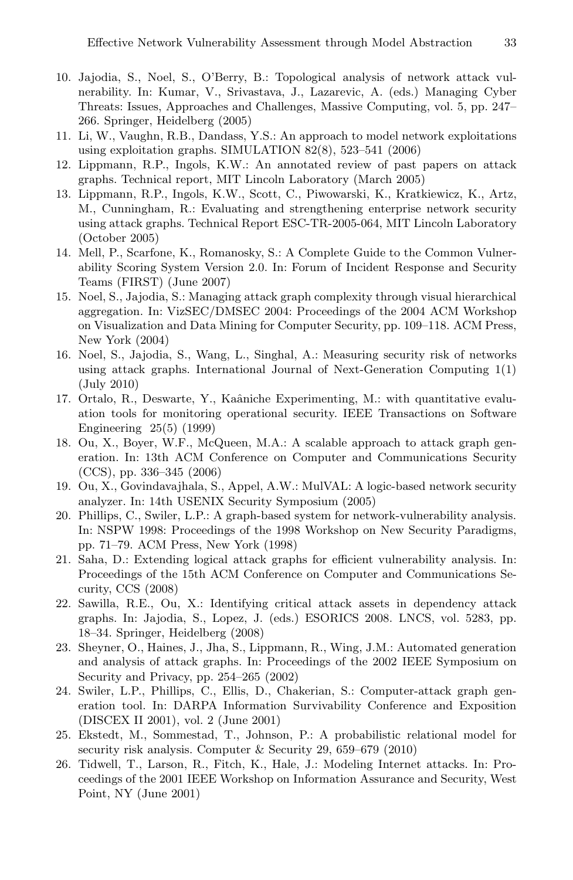10. Jajodia, S., Noel, S., O'Berry, B.: Topological analysis of network attack vulnerability. In: Kumar, V., Srivastava, J., Lazarevic, A. (eds.) Managing Cyber Threats: Issues, Approaches and Challenges, Massive Computing, vol. 5, pp. 247–266. Springer, Heidelberg (2005)
11. Li, W., Vaughn, R.B., Dandass, Y.S.: An approach to model network exploitations using exploitation graphs. SIMULATION 82(8), 523–541 (2006)
12. Lippmann, R.P., Ingols, K.W.: An annotated review of past papers on attack graphs. Technical report, MIT Lincoln Laboratory (March 2005)
13. Lippmann, R.P., Ingols, K.W., Scott, C., Piwowarski, K., Kratkiewicz, K., Artz, M., Cunningham, R.: Evaluating and strengthening enterprise network security using attack graphs. Technical Report ESC-TR-2005-064, MIT Lincoln Laboratory (October 2005)
14. Mell, P., Scarfone, K., Romanosky, S.: A Complete Guide to the Common Vulnerability Scoring System Version 2.0. In: Forum of Incident Response and Security Teams (FIRST) (June 2007)
15. Noel, S., Jajodia, S.: Managing attack graph complexity through visual hierarchical aggregation. In: VizSEC/DMSEC 2004: Proceedings of the 2004 ACM Workshop on Visualization and Data Mining for Computer Security, pp. 109–118. ACM Press, New York (2004)
16. Noel, S., Jajodia, S., Wang, L., Singhal, A.: Measuring security risk of networks using attack graphs. International Journal of Next-Generation Computing 1(1) (July 2010)
17. Ortalo, R., Deswarte, Y., Kaâniche Experimenting, M.: with quantitative evaluation tools for monitoring operational security. IEEE Transactions on Software Engineering 25(5) (1999)
18. Ou, X., Boyer, W.F., McQueen, M.A.: A scalable approach to attack graph generation. In: 13th ACM Conference on Computer and Communications Security (CCS), pp. 336–345 (2006)
19. Ou, X., Govindavajhala, S., Appel, A.W.: MulVAL: A logic-based network security analyzer. In: 14th USENIX Security Symposium (2005)
20. Phillips, C., Swiler, L.P.: A graph-based system for network-vulnerability analysis. In: NSPW 1998: Proceedings of the 1998 Workshop on New Security Paradigms, pp. 71–79. ACM Press, New York (1998)
21. Saha, D.: Extending logical attack graphs for efficient vulnerability analysis. In: Proceedings of the 15th ACM Conference on Computer and Communications Security, CCS (2008)
22. Sawilla, R.E., Ou, X.: Identifying critical attack assets in dependency attack graphs. In: Jajodia, S., Lopez, J. (eds.) ESORICS 2008. LNCS, vol. 5283, pp. 18–34. Springer, Heidelberg (2008)
23. Sheyner, O., Haines, J., Jha, S., Lippmann, R., Wing, J.M.: Automated generation and analysis of attack graphs. In: Proceedings of the 2002 IEEE Symposium on Security and Privacy, pp. 254–265 (2002)
24. Swiler, L.P., Phillips, C., Ellis, D., Chakerian, S.: Computer-attack graph generation tool. In: DARPA Information Survivability Conference and Exposition (DISCEX II 2001), vol. 2 (June 2001)
25. Ekstedt, M., Sommestad, T., Johnson, P.: A probabilistic relational model for security risk analysis. Computer & Security 29, 659–679 (2010)
26. Tidwell, T., Larson, R., Fitch, K., Hale, J.: Modeling Internet attacks. In: Proceedings of the 2001 IEEE Workshop on Information Assurance and Security, West Point, NY (June 2001)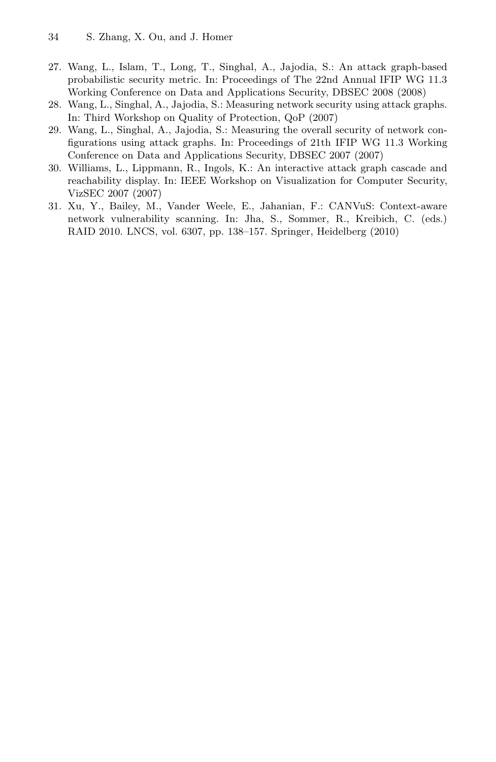27. Wang, L., Islam, T., Long, T., Singhal, A., Jajodia, S.: An attack graph-based probabilistic security metric. In: Proceedings of The 22nd Annual IFIP WG 11.3 Working Conference on Data and Applications Security, DBSEC 2008 (2008)
28. Wang, L., Singhal, A., Jajodia, S.: Measuring network security using attack graphs. In: Third Workshop on Quality of Protection, QoP (2007)
29. Wang, L., Singhal, A., Jajodia, S.: Measuring the overall security of network configurations using attack graphs. In: Proceedings of 21th IFIP WG 11.3 Working Conference on Data and Applications Security, DBSEC 2007 (2007)
30. Williams, L., Lippmann, R., Ingols, K.: An interactive attack graph cascade and reachability display. In: IEEE Workshop on Visualization for Computer Security, VizSEC 2007 (2007)
31. Xu, Y., Bailey, M., Vander Weele, E., Jahanian, F.: CANVuS: Context-aware network vulnerability scanning. In: Jha, S., Sommer, R., Kreibich, C. (eds.) RAID 2010. LNCS, vol. 6307, pp. 138–157. Springer, Heidelberg (2010)